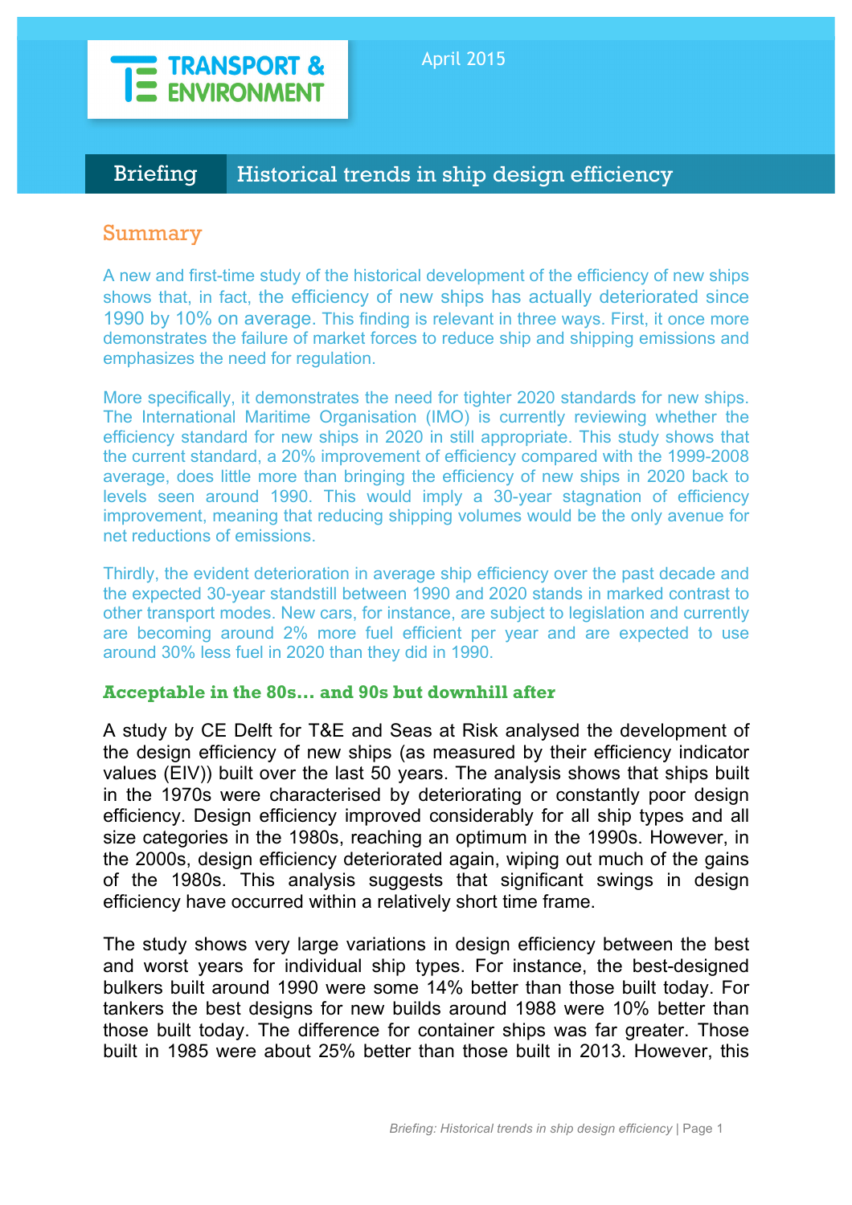TRANSPORT & ENVIRONMENT

April 2015

# Briefing Historical trends in ship design efficiency

## Summary

A new and first-time study of the historical development of the efficiency of new ships shows that, in fact, the efficiency of new ships has actually deteriorated since 1990 by 10% on average. This finding is relevant in three ways. First, it once more demonstrates the failure of market forces to reduce ship and shipping emissions and emphasizes the need for regulation.

More specifically, it demonstrates the need for tighter 2020 standards for new ships. The International Maritime Organisation (IMO) is currently reviewing whether the efficiency standard for new ships in 2020 in still appropriate. This study shows that the current standard, a 20% improvement of efficiency compared with the 1999-2008 average, does little more than bringing the efficiency of new ships in 2020 back to levels seen around 1990. This would imply a 30-year stagnation of efficiency improvement, meaning that reducing shipping volumes would be the only avenue for net reductions of emissions.

Thirdly, the evident deterioration in average ship efficiency over the past decade and the expected 30-year standstill between 1990 and 2020 stands in marked contrast to other transport modes. New cars, for instance, are subject to legislation and currently are becoming around 2% more fuel efficient per year and are expected to use around 30% less fuel in 2020 than they did in 1990.

### Acceptable in the 80s… and 90s but downhill after

A study by CE Delft for T&E and Seas at Risk analysed the development of the design efficiency of new ships (as measured by their efficiency indicator values (EIV)) built over the last 50 years. The analysis shows that ships built in the 1970s were characterised by deteriorating or constantly poor design efficiency. Design efficiency improved considerably for all ship types and all size categories in the 1980s, reaching an optimum in the 1990s. However, in the 2000s, design efficiency deteriorated again, wiping out much of the gains of the 1980s. This analysis suggests that significant swings in design efficiency have occurred within a relatively short time frame.

The study shows very large variations in design efficiency between the best and worst years for individual ship types. For instance, the best-designed bulkers built around 1990 were some 14% better than those built today. For tankers the best designs for new builds around 1988 were 10% better than those built today. The difference for container ships was far greater. Those built in 1985 were about 25% better than those built in 2013. However, this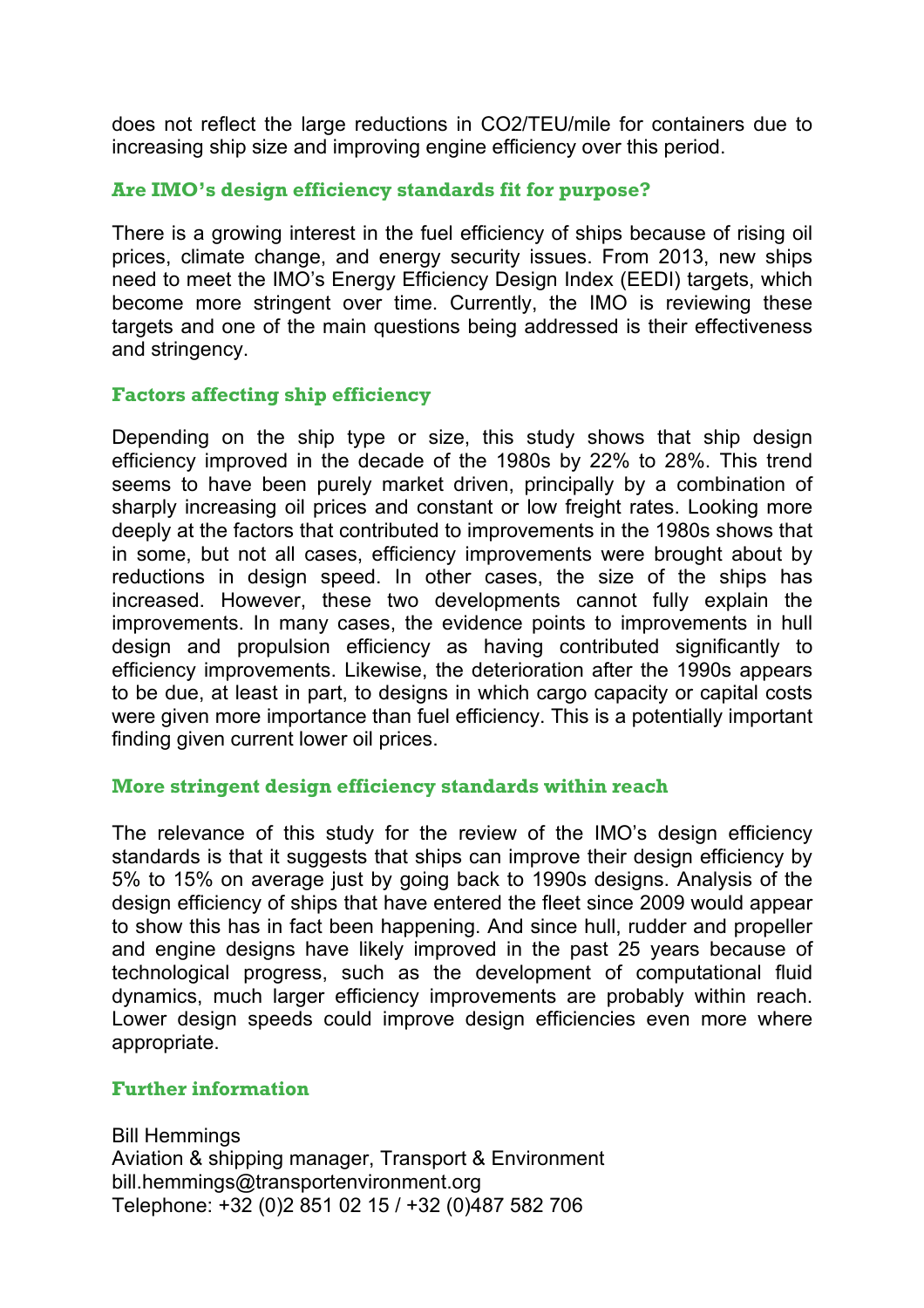does not reflect the large reductions in $CO_2$/TEU/mile for containers due to increasing ship size and improving engine efficiency over this period.

### Are IMO's design efficiency standards fit for purpose?

There is a growing interest in the fuel efficiency of ships because of rising oil prices, climate change, and energy security issues. From 2013, new ships need to meet the IMO's Energy Efficiency Design Index (EEDI) targets, which become more stringent over time. Currently, the IMO is reviewing these targets and one of the main questions being addressed is their effectiveness and stringency.

### Factors affecting ship efficiency

Depending on the ship type or size, this study shows that ship design efficiency improved in the decade of the 1980s by 22% to 28%. This trend seems to have been purely market driven, principally by a combination of sharply increasing oil prices and constant or low freight rates. Looking more deeply at the factors that contributed to improvements in the 1980s shows that in some, but not all cases, efficiency improvements were brought about by reductions in design speed. In other cases, the size of the ships has increased. However, these two developments cannot fully explain the improvements. In many cases, the evidence points to improvements in hull design and propulsion efficiency as having contributed significantly to efficiency improvements. Likewise, the deterioration after the 1990s appears to be due, at least in part, to designs in which cargo capacity or capital costs were given more importance than fuel efficiency. This is a potentially important finding given current lower oil prices.

### More stringent design efficiency standards within reach

The relevance of this study for the review of the IMO's design efficiency standards is that it suggests that ships can improve their design efficiency by 5% to 15% on average just by going back to 1990s designs. Analysis of the design efficiency of ships that have entered the fleet since 2009 would appear to show this has in fact been happening. And since hull, rudder and propeller and engine designs have likely improved in the past 25 years because of technological progress, such as the development of computational fluid dynamics, much larger efficiency improvements are probably within reach. Lower design speeds could improve design efficiencies even more where appropriate.

### Further information

Bill Hemmings
Aviation & shipping manager, Transport & Environment
bill.hemmings@transportenvironment.org
Telephone: +32 (0)2 851 02 15 / +32 (0)487 582 706